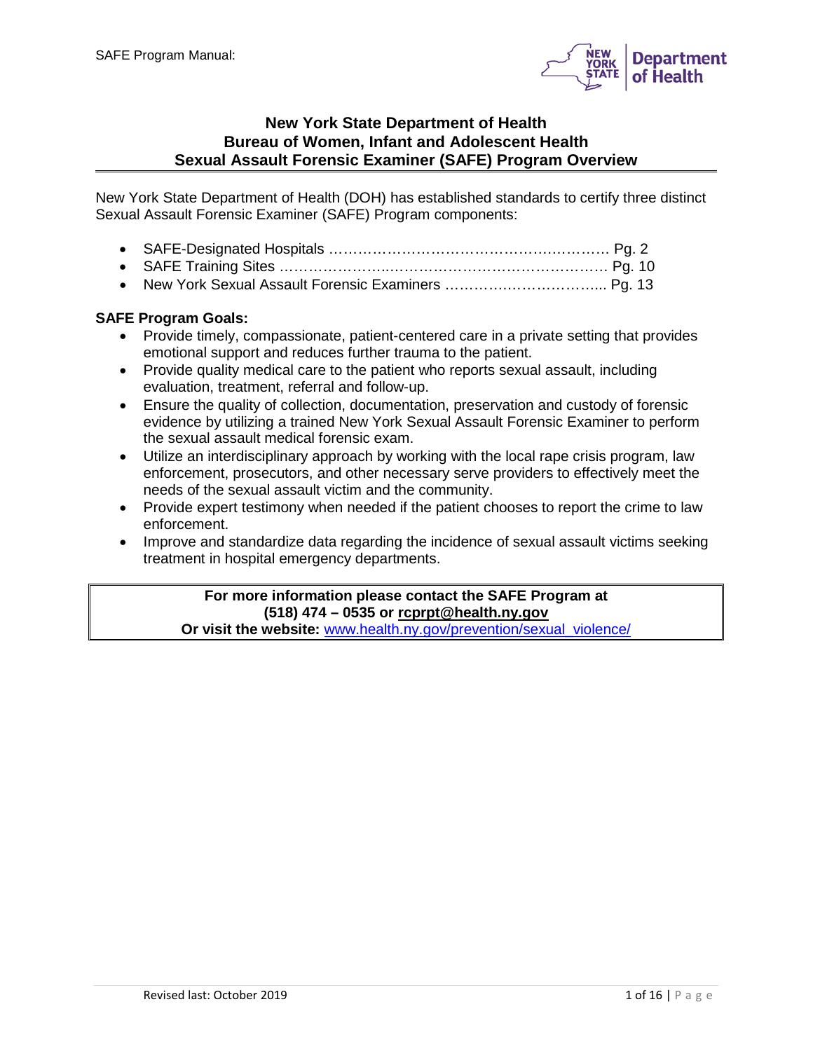# New York State Department of Health
## Bureau of Women, Infant and Adolescent Health
## Sexual Assault Forensic Examiner (SAFE) Program Overview

New York State Department of Health (DOH) has established standards to certify three distinct Sexual Assault Forensic Examiner (SAFE) Program components:

- SAFE-Designated Hospitals …………………………………………….………… Pg. 2
- SAFE Training Sites …………………..……………………………………… Pg. 10
- New York Sexual Assault Forensic Examiners ……………..…………….….... Pg. 13

**SAFE Program Goals:**

- Provide timely, compassionate, patient-centered care in a private setting that provides emotional support and reduces further trauma to the patient.
- Provide quality medical care to the patient who reports sexual assault, including evaluation, treatment, referral and follow-up.
- Ensure the quality of collection, documentation, preservation and custody of forensic evidence by utilizing a trained New York Sexual Assault Forensic Examiner to perform the sexual assault medical forensic exam.
- Utilize an interdisciplinary approach by working with the local rape crisis program, law enforcement, prosecutors, and other necessary serve providers to effectively meet the needs of the sexual assault victim and the community.
- Provide expert testimony when needed if the patient chooses to report the crime to law enforcement.
- Improve and standardize data regarding the incidence of sexual assault victims seeking treatment in hospital emergency departments.

**For more information please contact the SAFE Program at (518) 474 – 0535 or rcprpt@health.ny.gov**
**Or visit the website:** www.health.ny.gov/prevention/sexual_violence/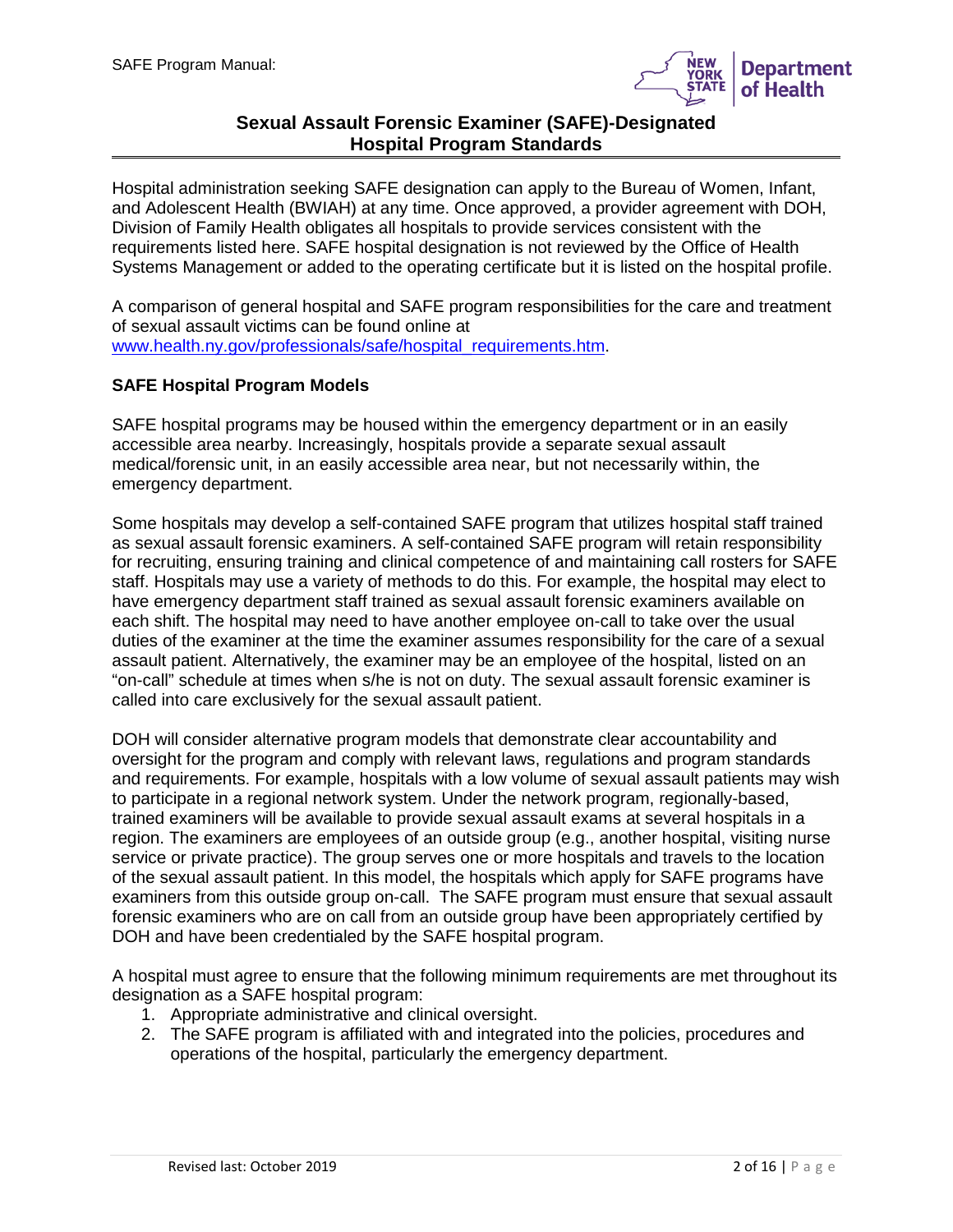## Sexual Assault Forensic Examiner (SAFE)-Designated Hospital Program Standards

Hospital administration seeking SAFE designation can apply to the Bureau of Women, Infant, and Adolescent Health (BWIAH) at any time. Once approved, a provider agreement with DOH, Division of Family Health obligates all hospitals to provide services consistent with the requirements listed here. SAFE hospital designation is not reviewed by the Office of Health Systems Management or added to the operating certificate but it is listed on the hospital profile.

A comparison of general hospital and SAFE program responsibilities for the care and treatment of sexual assault victims can be found online at [www.health.ny.gov/professionals/safe/hospital_requirements.htm](www.health.ny.gov/professionals/safe/hospital_requirements.htm).

### SAFE Hospital Program Models

SAFE hospital programs may be housed within the emergency department or in an easily accessible area nearby. Increasingly, hospitals provide a separate sexual assault medical/forensic unit, in an easily accessible area near, but not necessarily within, the emergency department.

Some hospitals may develop a self-contained SAFE program that utilizes hospital staff trained as sexual assault forensic examiners. A self-contained SAFE program will retain responsibility for recruiting, ensuring training and clinical competence of and maintaining call rosters for SAFE staff. Hospitals may use a variety of methods to do this. For example, the hospital may elect to have emergency department staff trained as sexual assault forensic examiners available on each shift. The hospital may need to have another employee on-call to take over the usual duties of the examiner at the time the examiner assumes responsibility for the care of a sexual assault patient. Alternatively, the examiner may be an employee of the hospital, listed on an "on-call" schedule at times when s/he is not on duty. The sexual assault forensic examiner is called into care exclusively for the sexual assault patient.

DOH will consider alternative program models that demonstrate clear accountability and oversight for the program and comply with relevant laws, regulations and program standards and requirements. For example, hospitals with a low volume of sexual assault patients may wish to participate in a regional network system. Under the network program, regionally-based, trained examiners will be available to provide sexual assault exams at several hospitals in a region. The examiners are employees of an outside group (e.g., another hospital, visiting nurse service or private practice). The group serves one or more hospitals and travels to the location of the sexual assault patient. In this model, the hospitals which apply for SAFE programs have examiners from this outside group on-call. The SAFE program must ensure that sexual assault forensic examiners who are on call from an outside group have been appropriately certified by DOH and have been credentialed by the SAFE hospital program.

A hospital must agree to ensure that the following minimum requirements are met throughout its designation as a SAFE hospital program:

1. Appropriate administrative and clinical oversight.
2. The SAFE program is affiliated with and integrated into the policies, procedures and operations of the hospital, particularly the emergency department.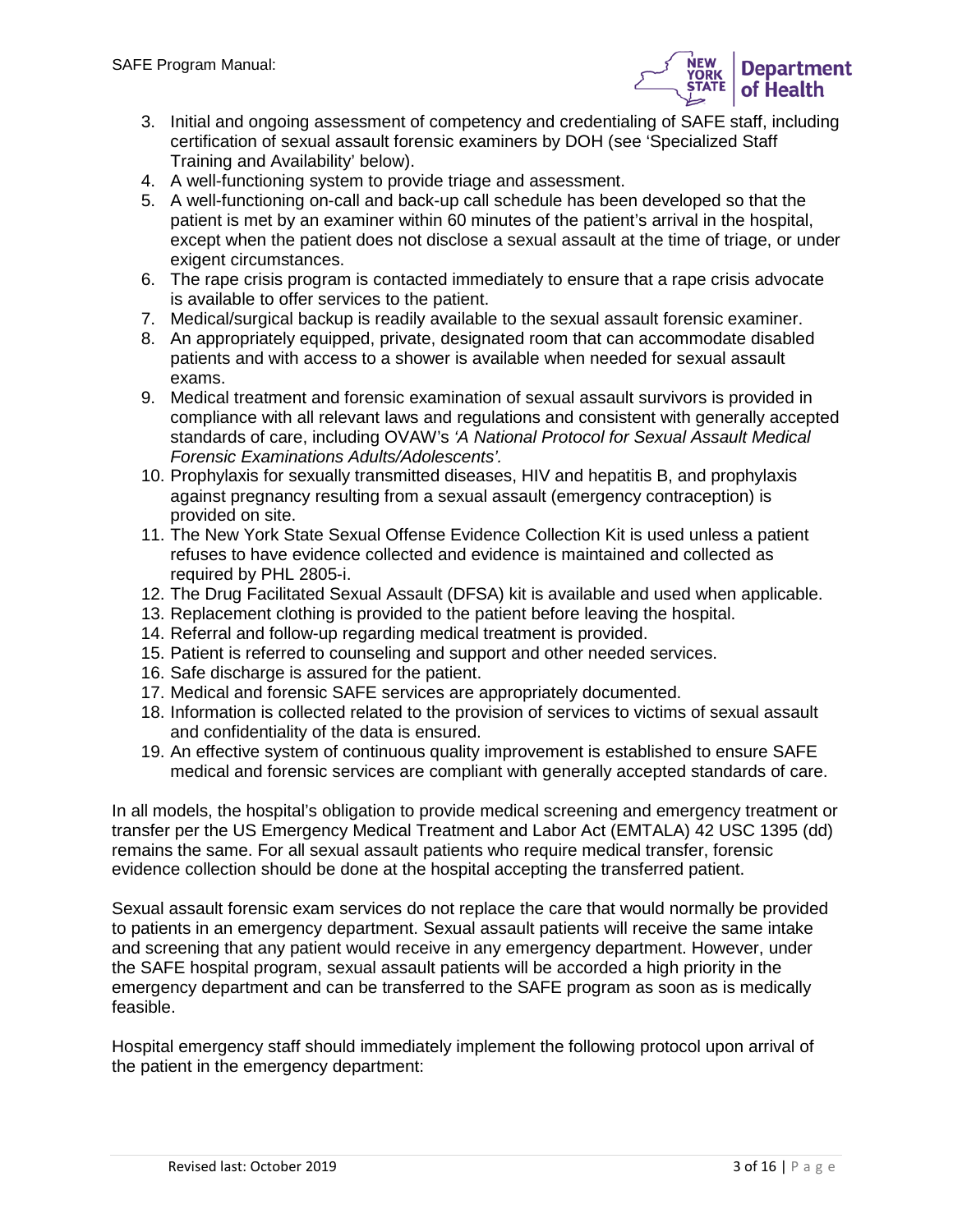3. Initial and ongoing assessment of competency and credentialing of SAFE staff, including certification of sexual assault forensic examiners by DOH (see 'Specialized Staff Training and Availability' below).
4. A well-functioning system to provide triage and assessment.
5. A well-functioning on-call and back-up call schedule has been developed so that the patient is met by an examiner within 60 minutes of the patient's arrival in the hospital, except when the patient does not disclose a sexual assault at the time of triage, or under exigent circumstances.
6. The rape crisis program is contacted immediately to ensure that a rape crisis advocate is available to offer services to the patient.
7. Medical/surgical backup is readily available to the sexual assault forensic examiner.
8. An appropriately equipped, private, designated room that can accommodate disabled patients and with access to a shower is available when needed for sexual assault exams.
9. Medical treatment and forensic examination of sexual assault survivors is provided in compliance with all relevant laws and regulations and consistent with generally accepted standards of care, including OVAW's *'A National Protocol for Sexual Assault Medical Forensic Examinations Adults/Adolescents'.*
10. Prophylaxis for sexually transmitted diseases, HIV and hepatitis B, and prophylaxis against pregnancy resulting from a sexual assault (emergency contraception) is provided on site.
11. The New York State Sexual Offense Evidence Collection Kit is used unless a patient refuses to have evidence collected and evidence is maintained and collected as required by PHL 2805-i.
12. The Drug Facilitated Sexual Assault (DFSA) kit is available and used when applicable.
13. Replacement clothing is provided to the patient before leaving the hospital.
14. Referral and follow-up regarding medical treatment is provided.
15. Patient is referred to counseling and support and other needed services.
16. Safe discharge is assured for the patient.
17. Medical and forensic SAFE services are appropriately documented.
18. Information is collected related to the provision of services to victims of sexual assault and confidentiality of the data is ensured.
19. An effective system of continuous quality improvement is established to ensure SAFE medical and forensic services are compliant with generally accepted standards of care.

In all models, the hospital's obligation to provide medical screening and emergency treatment or transfer per the US Emergency Medical Treatment and Labor Act (EMTALA) 42 USC 1395 (dd) remains the same. For all sexual assault patients who require medical transfer, forensic evidence collection should be done at the hospital accepting the transferred patient.

Sexual assault forensic exam services do not replace the care that would normally be provided to patients in an emergency department. Sexual assault patients will receive the same intake and screening that any patient would receive in any emergency department. However, under the SAFE hospital program, sexual assault patients will be accorded a high priority in the emergency department and can be transferred to the SAFE program as soon as is medically feasible.

Hospital emergency staff should immediately implement the following protocol upon arrival of the patient in the emergency department: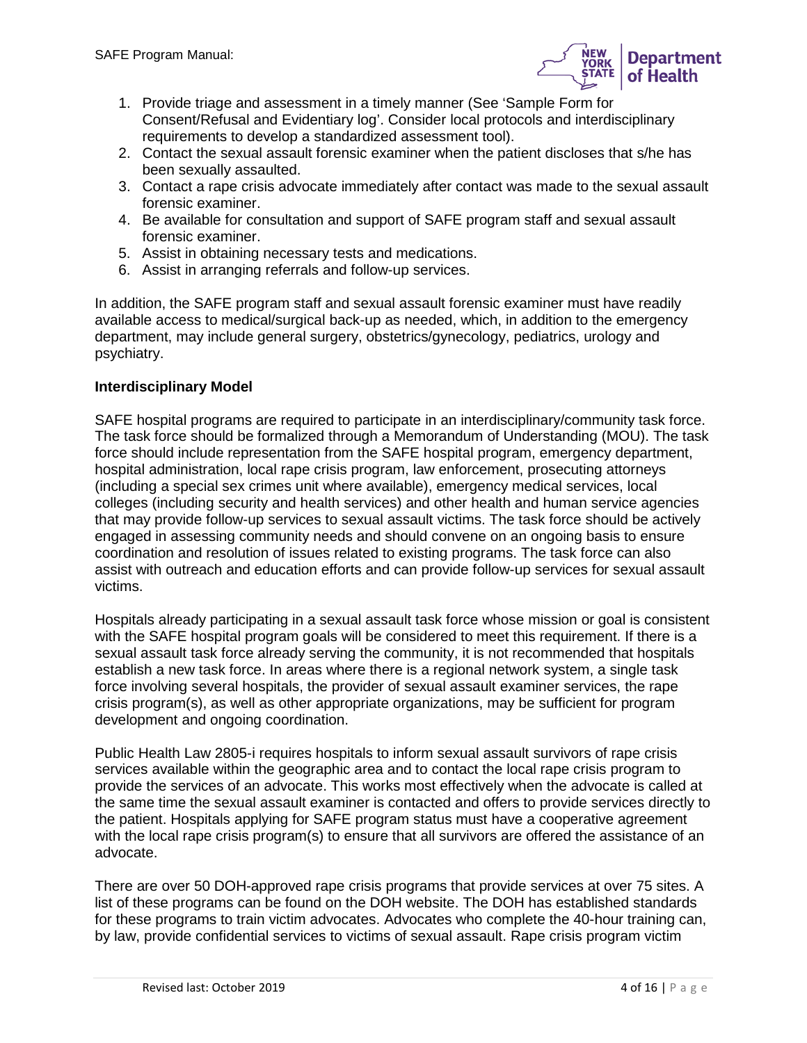1. Provide triage and assessment in a timely manner (See 'Sample Form for Consent/Refusal and Evidentiary log'. Consider local protocols and interdisciplinary requirements to develop a standardized assessment tool).
2. Contact the sexual assault forensic examiner when the patient discloses that s/he has been sexually assaulted.
3. Contact a rape crisis advocate immediately after contact was made to the sexual assault forensic examiner.
4. Be available for consultation and support of SAFE program staff and sexual assault forensic examiner.
5. Assist in obtaining necessary tests and medications.
6. Assist in arranging referrals and follow-up services.

In addition, the SAFE program staff and sexual assault forensic examiner must have readily available access to medical/surgical back-up as needed, which, in addition to the emergency department, may include general surgery, obstetrics/gynecology, pediatrics, urology and psychiatry.

### Interdisciplinary Model

SAFE hospital programs are required to participate in an interdisciplinary/community task force. The task force should be formalized through a Memorandum of Understanding (MOU). The task force should include representation from the SAFE hospital program, emergency department, hospital administration, local rape crisis program, law enforcement, prosecuting attorneys (including a special sex crimes unit where available), emergency medical services, local colleges (including security and health services) and other health and human service agencies that may provide follow-up services to sexual assault victims. The task force should be actively engaged in assessing community needs and should convene on an ongoing basis to ensure coordination and resolution of issues related to existing programs. The task force can also assist with outreach and education efforts and can provide follow-up services for sexual assault victims.

Hospitals already participating in a sexual assault task force whose mission or goal is consistent with the SAFE hospital program goals will be considered to meet this requirement. If there is a sexual assault task force already serving the community, it is not recommended that hospitals establish a new task force. In areas where there is a regional network system, a single task force involving several hospitals, the provider of sexual assault examiner services, the rape crisis program(s), as well as other appropriate organizations, may be sufficient for program development and ongoing coordination.

Public Health Law 2805-i requires hospitals to inform sexual assault survivors of rape crisis services available within the geographic area and to contact the local rape crisis program to provide the services of an advocate. This works most effectively when the advocate is called at the same time the sexual assault examiner is contacted and offers to provide services directly to the patient. Hospitals applying for SAFE program status must have a cooperative agreement with the local rape crisis program(s) to ensure that all survivors are offered the assistance of an advocate.

There are over 50 DOH-approved rape crisis programs that provide services at over 75 sites. A list of these programs can be found on the DOH website. The DOH has established standards for these programs to train victim advocates. Advocates who complete the 40-hour training can, by law, provide confidential services to victims of sexual assault. Rape crisis program victim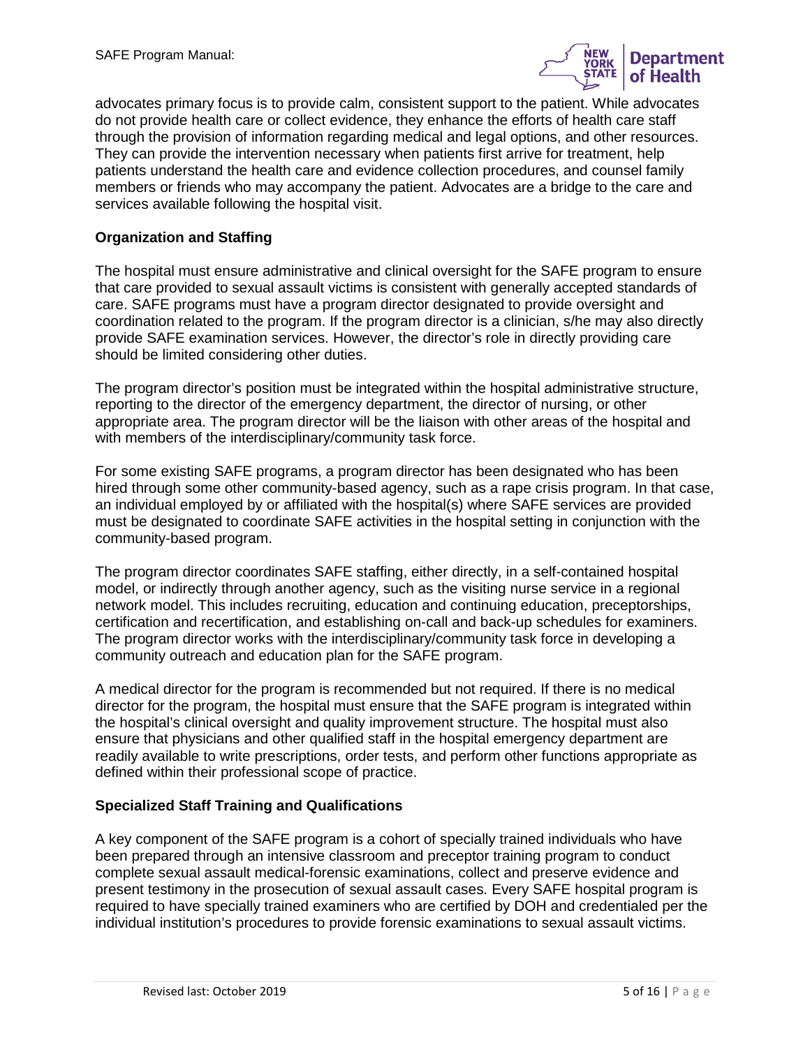advocates primary focus is to provide calm, consistent support to the patient. While advocates do not provide health care or collect evidence, they enhance the efforts of health care staff through the provision of information regarding medical and legal options, and other resources. They can provide the intervention necessary when patients first arrive for treatment, help patients understand the health care and evidence collection procedures, and counsel family members or friends who may accompany the patient. Advocates are a bridge to the care and services available following the hospital visit.

**Organization and Staffing**

The hospital must ensure administrative and clinical oversight for the SAFE program to ensure that care provided to sexual assault victims is consistent with generally accepted standards of care. SAFE programs must have a program director designated to provide oversight and coordination related to the program. If the program director is a clinician, s/he may also directly provide SAFE examination services. However, the director's role in directly providing care should be limited considering other duties.

The program director's position must be integrated within the hospital administrative structure, reporting to the director of the emergency department, the director of nursing, or other appropriate area. The program director will be the liaison with other areas of the hospital and with members of the interdisciplinary/community task force.

For some existing SAFE programs, a program director has been designated who has been hired through some other community-based agency, such as a rape crisis program. In that case, an individual employed by or affiliated with the hospital(s) where SAFE services are provided must be designated to coordinate SAFE activities in the hospital setting in conjunction with the community-based program.

The program director coordinates SAFE staffing, either directly, in a self-contained hospital model, or indirectly through another agency, such as the visiting nurse service in a regional network model. This includes recruiting, education and continuing education, preceptorships, certification and recertification, and establishing on-call and back-up schedules for examiners. The program director works with the interdisciplinary/community task force in developing a community outreach and education plan for the SAFE program.

A medical director for the program is recommended but not required. If there is no medical director for the program, the hospital must ensure that the SAFE program is integrated within the hospital's clinical oversight and quality improvement structure. The hospital must also ensure that physicians and other qualified staff in the hospital emergency department are readily available to write prescriptions, order tests, and perform other functions appropriate as defined within their professional scope of practice.

**Specialized Staff Training and Qualifications**

A key component of the SAFE program is a cohort of specially trained individuals who have been prepared through an intensive classroom and preceptor training program to conduct complete sexual assault medical-forensic examinations, collect and preserve evidence and present testimony in the prosecution of sexual assault cases. Every SAFE hospital program is required to have specially trained examiners who are certified by DOH and credentialed per the individual institution's procedures to provide forensic examinations to sexual assault victims.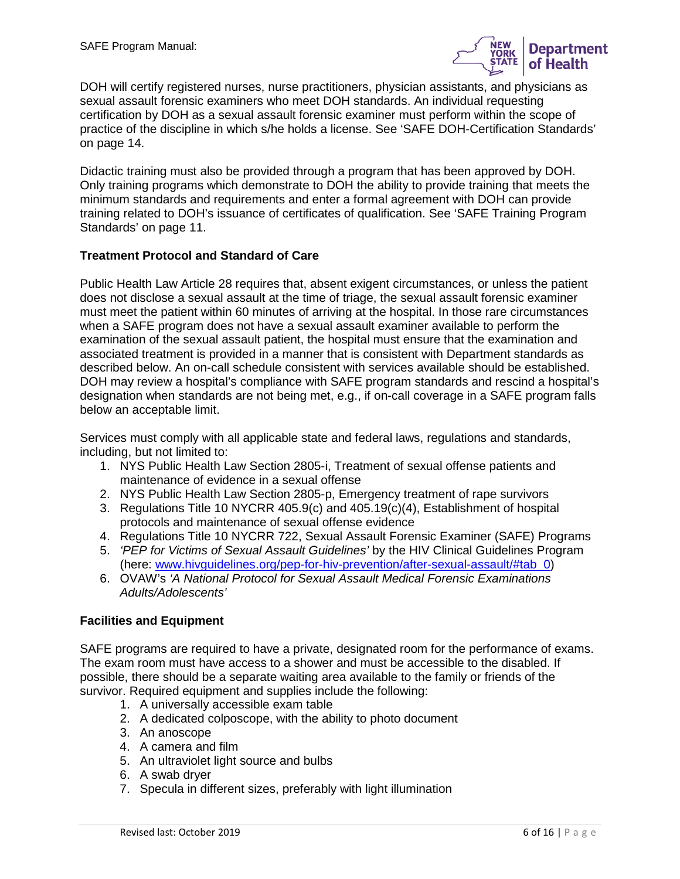DOH will certify registered nurses, nurse practitioners, physician assistants, and physicians as sexual assault forensic examiners who meet DOH standards. An individual requesting certification by DOH as a sexual assault forensic examiner must perform within the scope of practice of the discipline in which s/he holds a license. See 'SAFE DOH-Certification Standards' on page 14.

Didactic training must also be provided through a program that has been approved by DOH. Only training programs which demonstrate to DOH the ability to provide training that meets the minimum standards and requirements and enter a formal agreement with DOH can provide training related to DOH's issuance of certificates of qualification. See 'SAFE Training Program Standards' on page 11.

### Treatment Protocol and Standard of Care

Public Health Law Article 28 requires that, absent exigent circumstances, or unless the patient does not disclose a sexual assault at the time of triage, the sexual assault forensic examiner must meet the patient within 60 minutes of arriving at the hospital. In those rare circumstances when a SAFE program does not have a sexual assault examiner available to perform the examination of the sexual assault patient, the hospital must ensure that the examination and associated treatment is provided in a manner that is consistent with Department standards as described below. An on-call schedule consistent with services available should be established. DOH may review a hospital's compliance with SAFE program standards and rescind a hospital's designation when standards are not being met, e.g., if on-call coverage in a SAFE program falls below an acceptable limit.

Services must comply with all applicable state and federal laws, regulations and standards, including, but not limited to:

1. NYS Public Health Law Section 2805-i, Treatment of sexual offense patients and maintenance of evidence in a sexual offense
2. NYS Public Health Law Section 2805-p, Emergency treatment of rape survivors
3. Regulations Title 10 NYCRR 405.9(c) and 405.19(c)(4), Establishment of hospital protocols and maintenance of sexual offense evidence
4. Regulations Title 10 NYCRR 722, Sexual Assault Forensic Examiner (SAFE) Programs
5. *'PEP for Victims of Sexual Assault Guidelines'* by the HIV Clinical Guidelines Program (here: www.hivguidelines.org/pep-for-hiv-prevention/after-sexual-assault/#tab_0)
6. OVAW's *'A National Protocol for Sexual Assault Medical Forensic Examinations Adults/Adolescents'*

### Facilities and Equipment

SAFE programs are required to have a private, designated room for the performance of exams. The exam room must have access to a shower and must be accessible to the disabled. If possible, there should be a separate waiting area available to the family or friends of the survivor. Required equipment and supplies include the following:

1. A universally accessible exam table
2. A dedicated colposcope, with the ability to photo document
3. An anoscope
4. A camera and film
5. An ultraviolet light source and bulbs
6. A swab dryer
7. Specula in different sizes, preferably with light illumination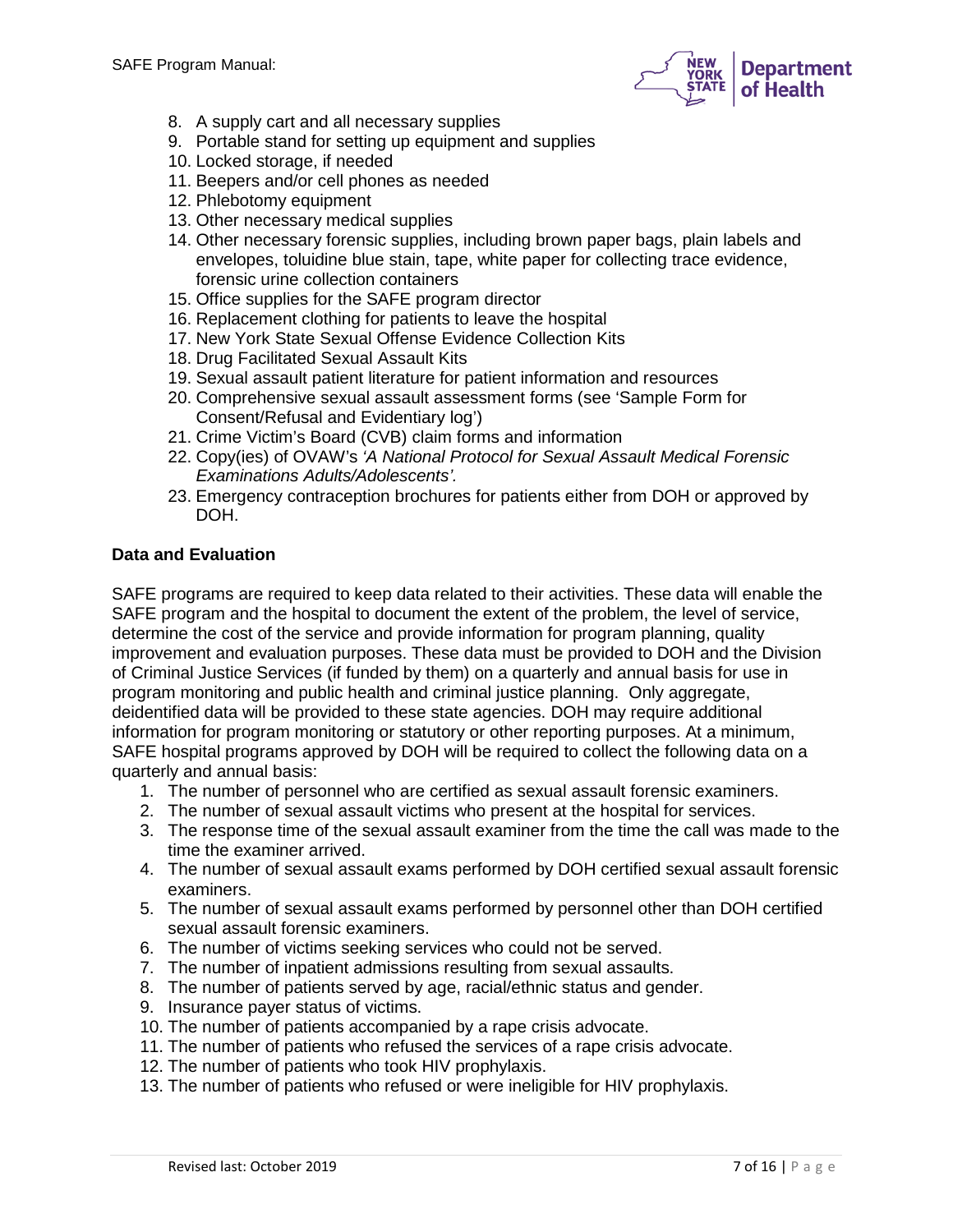8. A supply cart and all necessary supplies
9. Portable stand for setting up equipment and supplies
10. Locked storage, if needed
11. Beepers and/or cell phones as needed
12. Phlebotomy equipment
13. Other necessary medical supplies
14. Other necessary forensic supplies, including brown paper bags, plain labels and envelopes, toluidine blue stain, tape, white paper for collecting trace evidence, forensic urine collection containers
15. Office supplies for the SAFE program director
16. Replacement clothing for patients to leave the hospital
17. New York State Sexual Offense Evidence Collection Kits
18. Drug Facilitated Sexual Assault Kits
19. Sexual assault patient literature for patient information and resources
20. Comprehensive sexual assault assessment forms (see 'Sample Form for Consent/Refusal and Evidentiary log')
21. Crime Victim's Board (CVB) claim forms and information
22. Copy(ies) of OVAW's *'A National Protocol for Sexual Assault Medical Forensic Examinations Adults/Adolescents'.*
23. Emergency contraception brochures for patients either from DOH or approved by DOH.

**Data and Evaluation**

SAFE programs are required to keep data related to their activities. These data will enable the SAFE program and the hospital to document the extent of the problem, the level of service, determine the cost of the service and provide information for program planning, quality improvement and evaluation purposes. These data must be provided to DOH and the Division of Criminal Justice Services (if funded by them) on a quarterly and annual basis for use in program monitoring and public health and criminal justice planning. Only aggregate, deidentified data will be provided to these state agencies. DOH may require additional information for program monitoring or statutory or other reporting purposes. At a minimum, SAFE hospital programs approved by DOH will be required to collect the following data on a quarterly and annual basis:

1. The number of personnel who are certified as sexual assault forensic examiners.
2. The number of sexual assault victims who present at the hospital for services.
3. The response time of the sexual assault examiner from the time the call was made to the time the examiner arrived.
4. The number of sexual assault exams performed by DOH certified sexual assault forensic examiners.
5. The number of sexual assault exams performed by personnel other than DOH certified sexual assault forensic examiners.
6. The number of victims seeking services who could not be served.
7. The number of inpatient admissions resulting from sexual assaults.
8. The number of patients served by age, racial/ethnic status and gender.
9. Insurance payer status of victims.
10. The number of patients accompanied by a rape crisis advocate.
11. The number of patients who refused the services of a rape crisis advocate.
12. The number of patients who took HIV prophylaxis.
13. The number of patients who refused or were ineligible for HIV prophylaxis.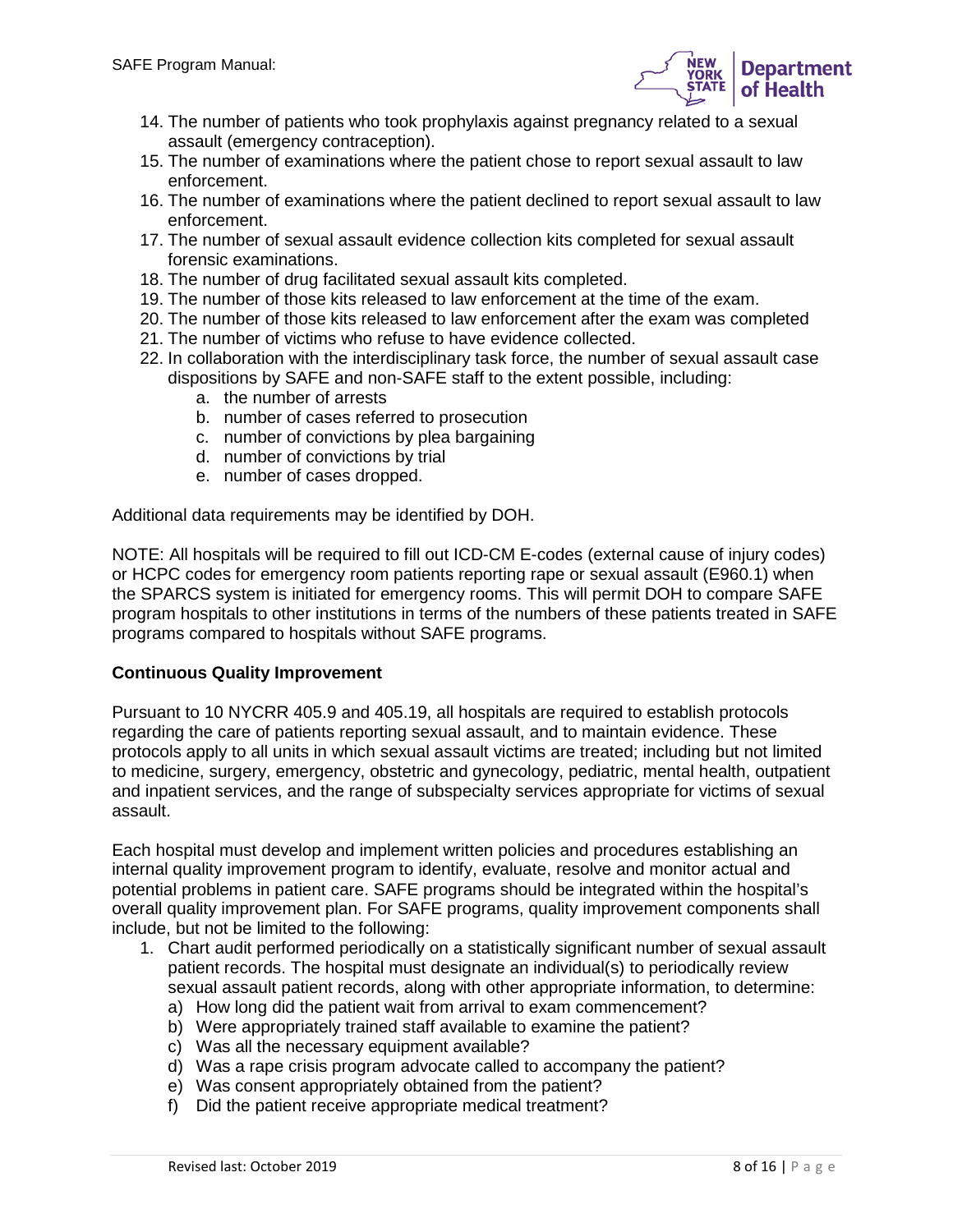14. The number of patients who took prophylaxis against pregnancy related to a sexual assault (emergency contraception).
15. The number of examinations where the patient chose to report sexual assault to law enforcement.
16. The number of examinations where the patient declined to report sexual assault to law enforcement.
17. The number of sexual assault evidence collection kits completed for sexual assault forensic examinations.
18. The number of drug facilitated sexual assault kits completed.
19. The number of those kits released to law enforcement at the time of the exam.
20. The number of those kits released to law enforcement after the exam was completed
21. The number of victims who refuse to have evidence collected.
22. In collaboration with the interdisciplinary task force, the number of sexual assault case dispositions by SAFE and non-SAFE staff to the extent possible, including:
    a. the number of arrests
    b. number of cases referred to prosecution
    c. number of convictions by plea bargaining
    d. number of convictions by trial
    e. number of cases dropped.

Additional data requirements may be identified by DOH.

NOTE: All hospitals will be required to fill out ICD-CM E-codes (external cause of injury codes) or HCPC codes for emergency room patients reporting rape or sexual assault (E960.1) when the SPARCS system is initiated for emergency rooms. This will permit DOH to compare SAFE program hospitals to other institutions in terms of the numbers of these patients treated in SAFE programs compared to hospitals without SAFE programs.

**Continuous Quality Improvement**

Pursuant to 10 NYCRR 405.9 and 405.19, all hospitals are required to establish protocols regarding the care of patients reporting sexual assault, and to maintain evidence. These protocols apply to all units in which sexual assault victims are treated; including but not limited to medicine, surgery, emergency, obstetric and gynecology, pediatric, mental health, outpatient and inpatient services, and the range of subspecialty services appropriate for victims of sexual assault.

Each hospital must develop and implement written policies and procedures establishing an internal quality improvement program to identify, evaluate, resolve and monitor actual and potential problems in patient care. SAFE programs should be integrated within the hospital's overall quality improvement plan. For SAFE programs, quality improvement components shall include, but not be limited to the following:

1. Chart audit performed periodically on a statistically significant number of sexual assault patient records. The hospital must designate an individual(s) to periodically review sexual assault patient records, along with other appropriate information, to determine:
    a) How long did the patient wait from arrival to exam commencement?
    b) Were appropriately trained staff available to examine the patient?
    c) Was all the necessary equipment available?
    d) Was a rape crisis program advocate called to accompany the patient?
    e) Was consent appropriately obtained from the patient?
    f) Did the patient receive appropriate medical treatment?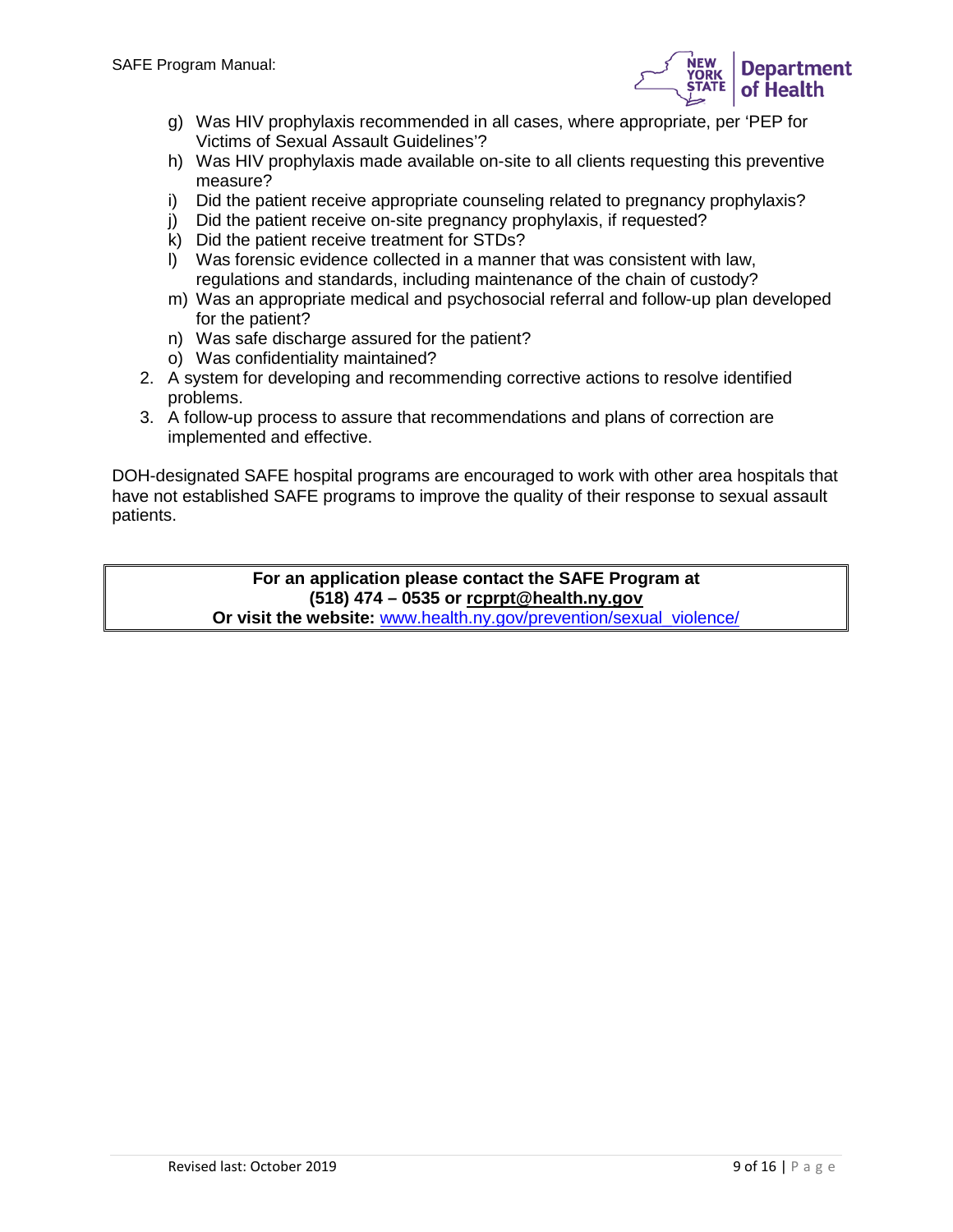g) Was HIV prophylaxis recommended in all cases, where appropriate, per 'PEP for Victims of Sexual Assault Guidelines'?
   h) Was HIV prophylaxis made available on-site to all clients requesting this preventive measure?
   i) Did the patient receive appropriate counseling related to pregnancy prophylaxis?
   j) Did the patient receive on-site pregnancy prophylaxis, if requested?
   k) Did the patient receive treatment for STDs?
   l) Was forensic evidence collected in a manner that was consistent with law, regulations and standards, including maintenance of the chain of custody?
   m) Was an appropriate medical and psychosocial referral and follow-up plan developed for the patient?
   n) Was safe discharge assured for the patient?
   o) Was confidentiality maintained?
2. A system for developing and recommending corrective actions to resolve identified problems.
3. A follow-up process to assure that recommendations and plans of correction are implemented and effective.

DOH-designated SAFE hospital programs are encouraged to work with other area hospitals that have not established SAFE programs to improve the quality of their response to sexual assault patients.

**For an application please contact the SAFE Program at**
**(518) 474 – 0535 or rcprpt@health.ny.gov**
**Or visit the website:** www.health.ny.gov/prevention/sexual_violence/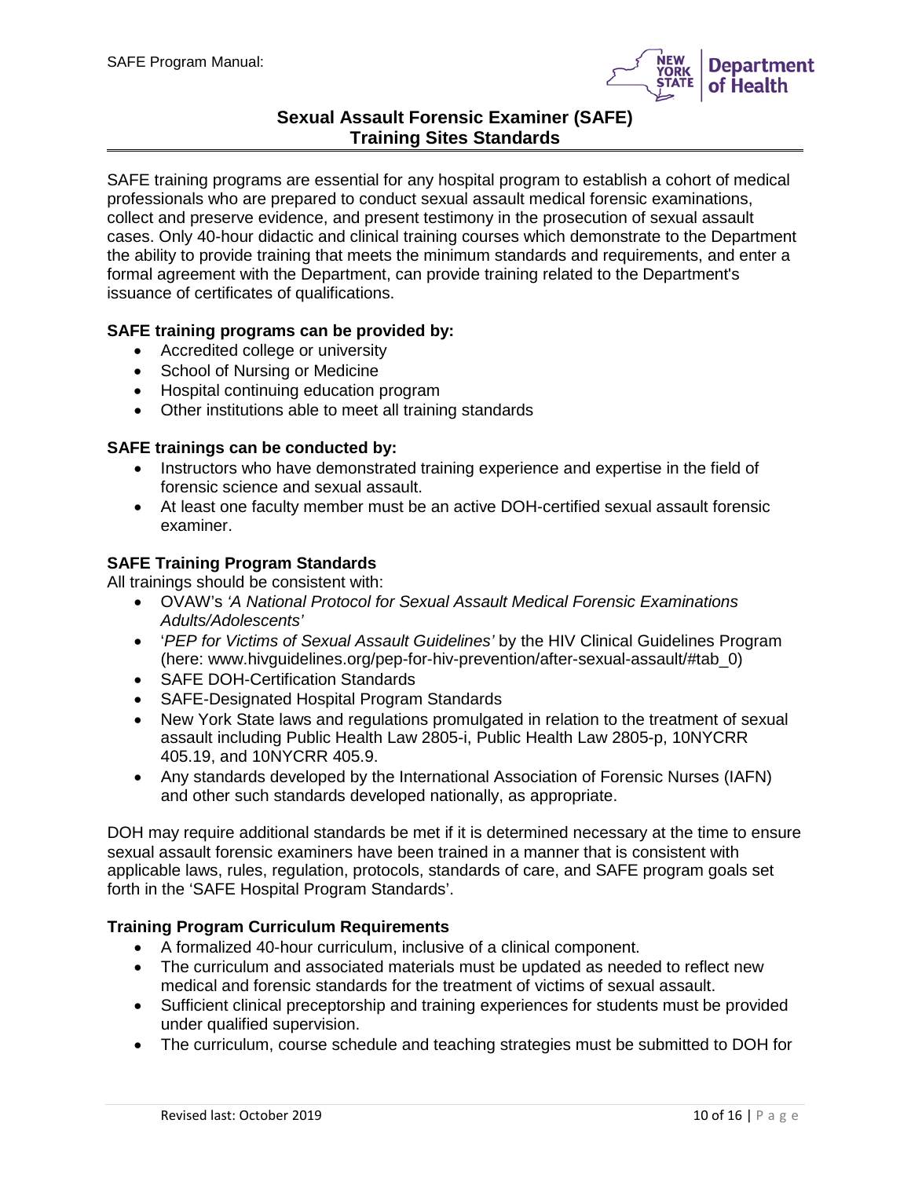## Sexual Assault Forensic Examiner (SAFE) Training Sites Standards

SAFE training programs are essential for any hospital program to establish a cohort of medical professionals who are prepared to conduct sexual assault medical forensic examinations, collect and preserve evidence, and present testimony in the prosecution of sexual assault cases. Only 40-hour didactic and clinical training courses which demonstrate to the Department the ability to provide training that meets the minimum standards and requirements, and enter a formal agreement with the Department, can provide training related to the Department's issuance of certificates of qualifications.

**SAFE training programs can be provided by:**

- Accredited college or university
- School of Nursing or Medicine
- Hospital continuing education program
- Other institutions able to meet all training standards

**SAFE trainings can be conducted by:**

- Instructors who have demonstrated training experience and expertise in the field of forensic science and sexual assault.
- At least one faculty member must be an active DOH-certified sexual assault forensic examiner.

**SAFE Training Program Standards**

All trainings should be consistent with:

- OVAW's *'A National Protocol for Sexual Assault Medical Forensic Examinations Adults/Adolescents'*
- '*PEP for Victims of Sexual Assault Guidelines'* by the HIV Clinical Guidelines Program (here: www.hivguidelines.org/pep-for-hiv-prevention/after-sexual-assault/#tab_0)
- SAFE DOH-Certification Standards
- SAFE-Designated Hospital Program Standards
- New York State laws and regulations promulgated in relation to the treatment of sexual assault including Public Health Law 2805-i, Public Health Law 2805-p, 10NYCRR 405.19, and 10NYCRR 405.9.
- Any standards developed by the International Association of Forensic Nurses (IAFN) and other such standards developed nationally, as appropriate.

DOH may require additional standards be met if it is determined necessary at the time to ensure sexual assault forensic examiners have been trained in a manner that is consistent with applicable laws, rules, regulation, protocols, standards of care, and SAFE program goals set forth in the 'SAFE Hospital Program Standards'.

**Training Program Curriculum Requirements**

- A formalized 40-hour curriculum, inclusive of a clinical component.
- The curriculum and associated materials must be updated as needed to reflect new medical and forensic standards for the treatment of victims of sexual assault.
- Sufficient clinical preceptorship and training experiences for students must be provided under qualified supervision.
- The curriculum, course schedule and teaching strategies must be submitted to DOH for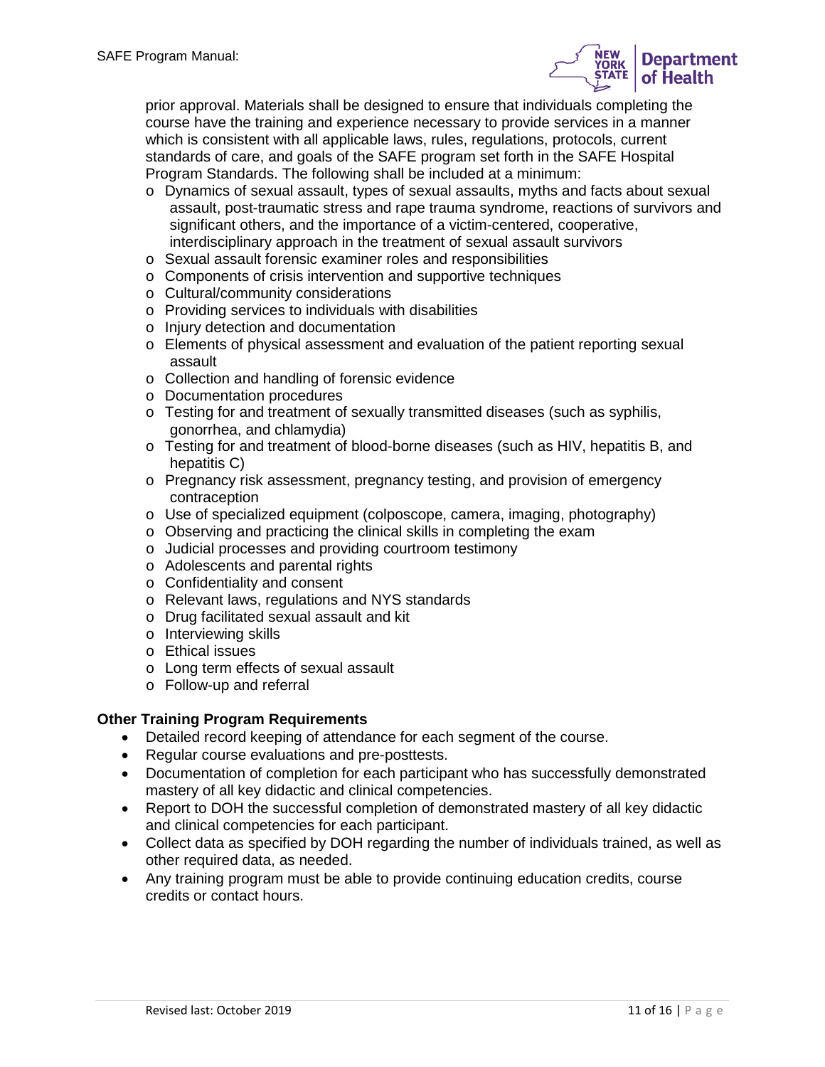prior approval. Materials shall be designed to ensure that individuals completing the course have the training and experience necessary to provide services in a manner which is consistent with all applicable laws, rules, regulations, protocols, current standards of care, and goals of the SAFE program set forth in the SAFE Hospital Program Standards. The following shall be included at a minimum:

- Dynamics of sexual assault, types of sexual assaults, myths and facts about sexual assault, post-traumatic stress and rape trauma syndrome, reactions of survivors and significant others, and the importance of a victim-centered, cooperative, interdisciplinary approach in the treatment of sexual assault survivors
- Sexual assault forensic examiner roles and responsibilities
- Components of crisis intervention and supportive techniques
- Cultural/community considerations
- Providing services to individuals with disabilities
- Injury detection and documentation
- Elements of physical assessment and evaluation of the patient reporting sexual assault
- Collection and handling of forensic evidence
- Documentation procedures
- Testing for and treatment of sexually transmitted diseases (such as syphilis, gonorrhea, and chlamydia)
- Testing for and treatment of blood-borne diseases (such as HIV, hepatitis B, and hepatitis C)
- Pregnancy risk assessment, pregnancy testing, and provision of emergency contraception
- Use of specialized equipment (colposcope, camera, imaging, photography)
- Observing and practicing the clinical skills in completing the exam
- Judicial processes and providing courtroom testimony
- Adolescents and parental rights
- Confidentiality and consent
- Relevant laws, regulations and NYS standards
- Drug facilitated sexual assault and kit
- Interviewing skills
- Ethical issues
- Long term effects of sexual assault
- Follow-up and referral

### Other Training Program Requirements

- Detailed record keeping of attendance for each segment of the course.
- Regular course evaluations and pre-posttests.
- Documentation of completion for each participant who has successfully demonstrated mastery of all key didactic and clinical competencies.
- Report to DOH the successful completion of demonstrated mastery of all key didactic and clinical competencies for each participant.
- Collect data as specified by DOH regarding the number of individuals trained, as well as other required data, as needed.
- Any training program must be able to provide continuing education credits, course credits or contact hours.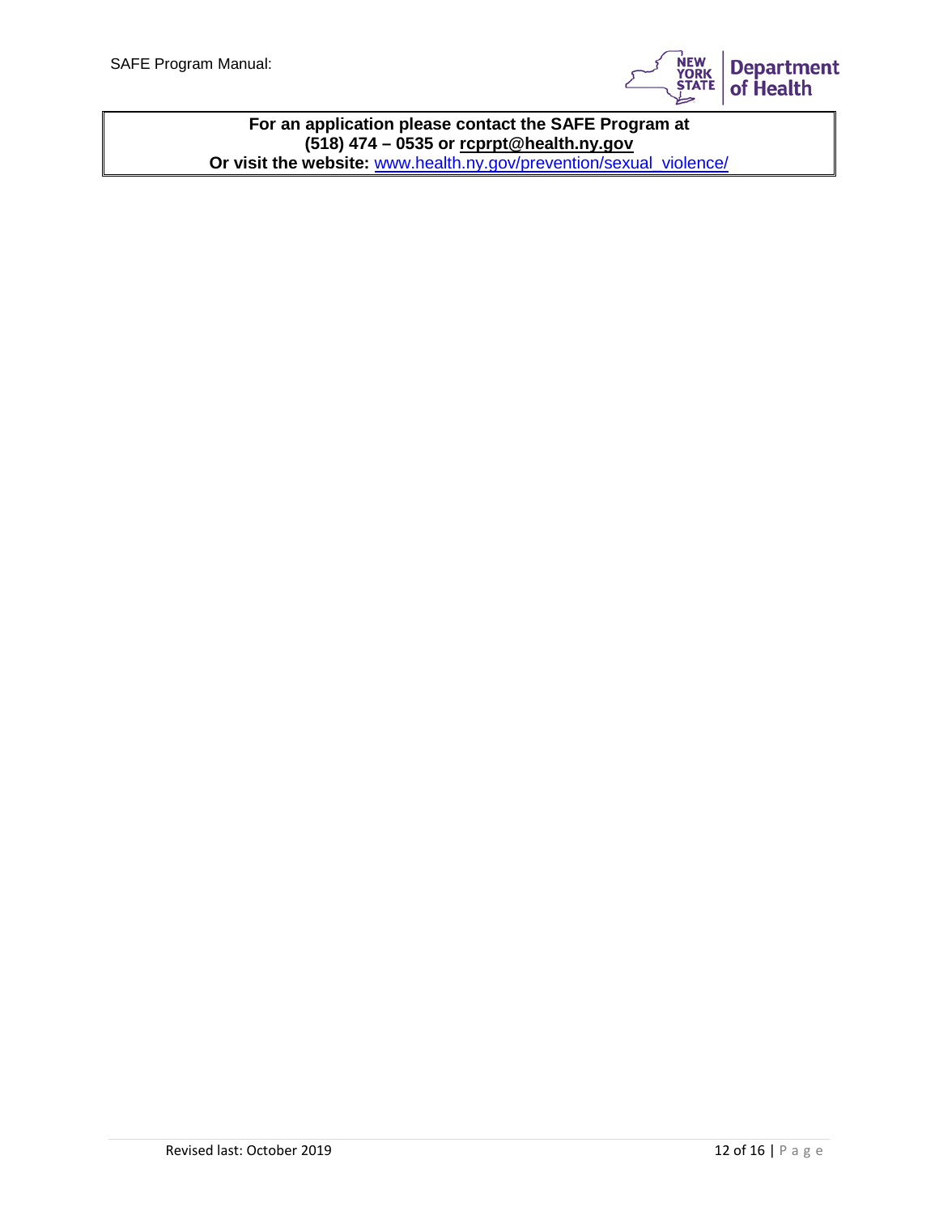**For an application please contact the SAFE Program at**
**(518) 474 – 0535 or rcprpt@health.ny.gov**
**Or visit the website:** www.health.ny.gov/prevention/sexual_violence/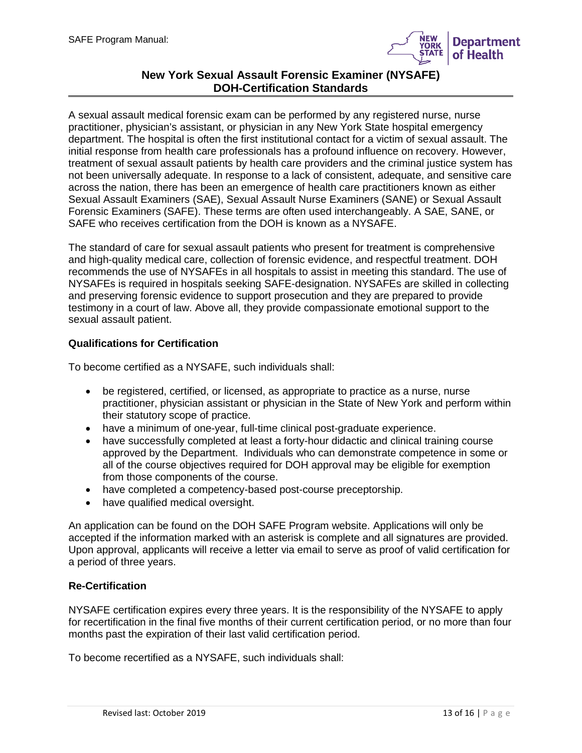## New York Sexual Assault Forensic Examiner (NYSAFE) DOH-Certification Standards

A sexual assault medical forensic exam can be performed by any registered nurse, nurse practitioner, physician's assistant, or physician in any New York State hospital emergency department. The hospital is often the first institutional contact for a victim of sexual assault. The initial response from health care professionals has a profound influence on recovery. However, treatment of sexual assault patients by health care providers and the criminal justice system has not been universally adequate. In response to a lack of consistent, adequate, and sensitive care across the nation, there has been an emergence of health care practitioners known as either Sexual Assault Examiners (SAE), Sexual Assault Nurse Examiners (SANE) or Sexual Assault Forensic Examiners (SAFE). These terms are often used interchangeably. A SAE, SANE, or SAFE who receives certification from the DOH is known as a NYSAFE.

The standard of care for sexual assault patients who present for treatment is comprehensive and high-quality medical care, collection of forensic evidence, and respectful treatment. DOH recommends the use of NYSAFEs in all hospitals to assist in meeting this standard. The use of NYSAFEs is required in hospitals seeking SAFE-designation. NYSAFEs are skilled in collecting and preserving forensic evidence to support prosecution and they are prepared to provide testimony in a court of law. Above all, they provide compassionate emotional support to the sexual assault patient.

### Qualifications for Certification

To become certified as a NYSAFE, such individuals shall:

- be registered, certified, or licensed, as appropriate to practice as a nurse, nurse practitioner, physician assistant or physician in the State of New York and perform within their statutory scope of practice.
- have a minimum of one-year, full-time clinical post-graduate experience.
- have successfully completed at least a forty-hour didactic and clinical training course approved by the Department. Individuals who can demonstrate competence in some or all of the course objectives required for DOH approval may be eligible for exemption from those components of the course.
- have completed a competency-based post-course preceptorship.
- have qualified medical oversight.

An application can be found on the DOH SAFE Program website. Applications will only be accepted if the information marked with an asterisk is complete and all signatures are provided. Upon approval, applicants will receive a letter via email to serve as proof of valid certification for a period of three years.

### Re-Certification

NYSAFE certification expires every three years. It is the responsibility of the NYSAFE to apply for recertification in the final five months of their current certification period, or no more than four months past the expiration of their last valid certification period.

To become recertified as a NYSAFE, such individuals shall: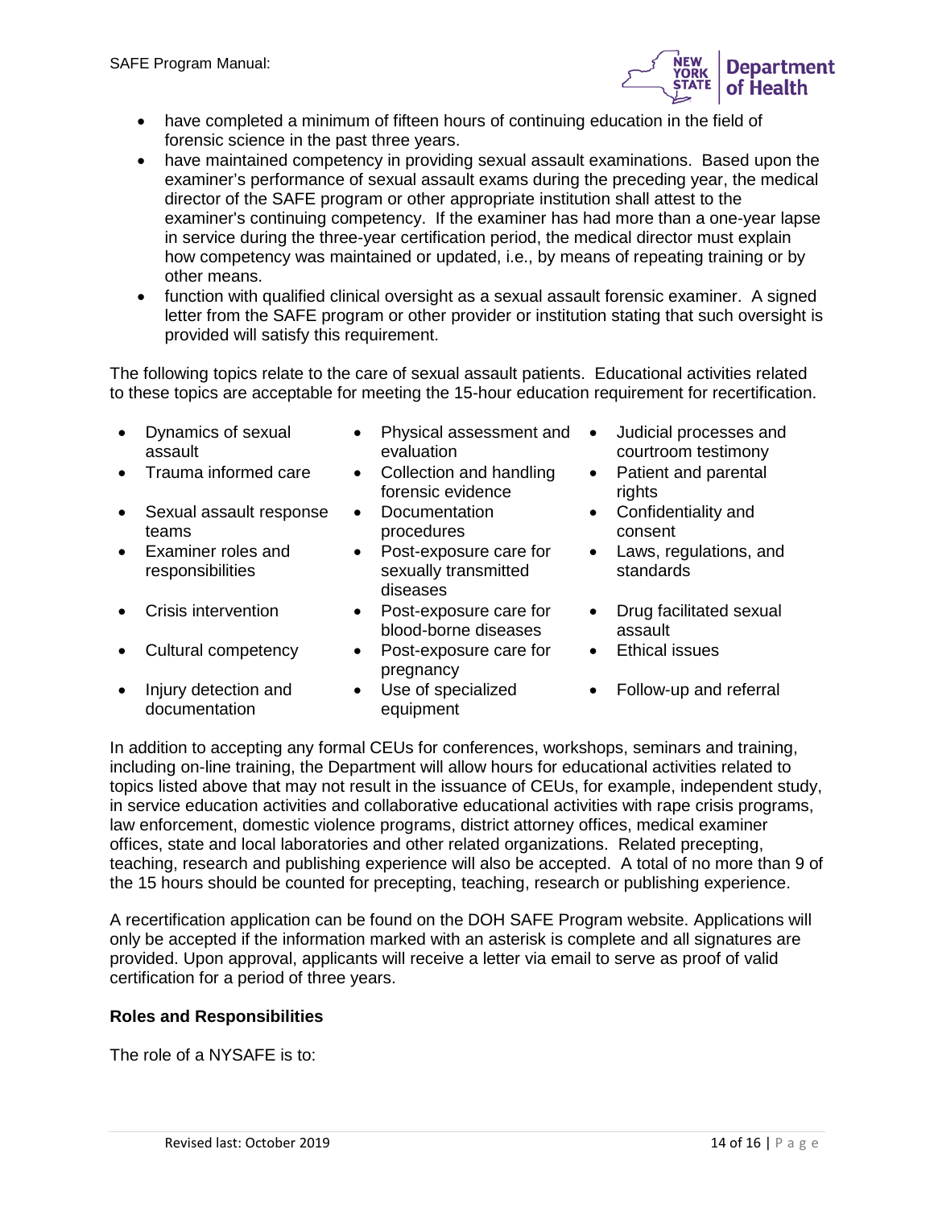- have completed a minimum of fifteen hours of continuing education in the field of forensic science in the past three years.
- have maintained competency in providing sexual assault examinations. Based upon the examiner's performance of sexual assault exams during the preceding year, the medical director of the SAFE program or other appropriate institution shall attest to the examiner's continuing competency. If the examiner has had more than a one-year lapse in service during the three-year certification period, the medical director must explain how competency was maintained or updated, i.e., by means of repeating training or by other means.
- function with qualified clinical oversight as a sexual assault forensic examiner. A signed letter from the SAFE program or other provider or institution stating that such oversight is provided will satisfy this requirement.

The following topics relate to the care of sexual assault patients. Educational activities related to these topics are acceptable for meeting the 15-hour education requirement for recertification.

- Dynamics of sexual assault
- Trauma informed care
- Sexual assault response teams
- Examiner roles and responsibilities
- Crisis intervention
- Cultural competency
- Injury detection and documentation
- Physical assessment and evaluation
- Collection and handling forensic evidence
- Documentation procedures
- Post-exposure care for sexually transmitted diseases
- Post-exposure care for blood-borne diseases
- Post-exposure care for pregnancy
- Use of specialized equipment
- Judicial processes and courtroom testimony
- Patient and parental rights
- Confidentiality and consent
- Laws, regulations, and standards
- Drug facilitated sexual assault
- Ethical issues
- Follow-up and referral

In addition to accepting any formal CEUs for conferences, workshops, seminars and training, including on-line training, the Department will allow hours for educational activities related to topics listed above that may not result in the issuance of CEUs, for example, independent study, in service education activities and collaborative educational activities with rape crisis programs, law enforcement, domestic violence programs, district attorney offices, medical examiner offices, state and local laboratories and other related organizations. Related precepting, teaching, research and publishing experience will also be accepted. A total of no more than 9 of the 15 hours should be counted for precepting, teaching, research or publishing experience.

A recertification application can be found on the DOH SAFE Program website. Applications will only be accepted if the information marked with an asterisk is complete and all signatures are provided. Upon approval, applicants will receive a letter via email to serve as proof of valid certification for a period of three years.

**Roles and Responsibilities**

The role of a NYSAFE is to: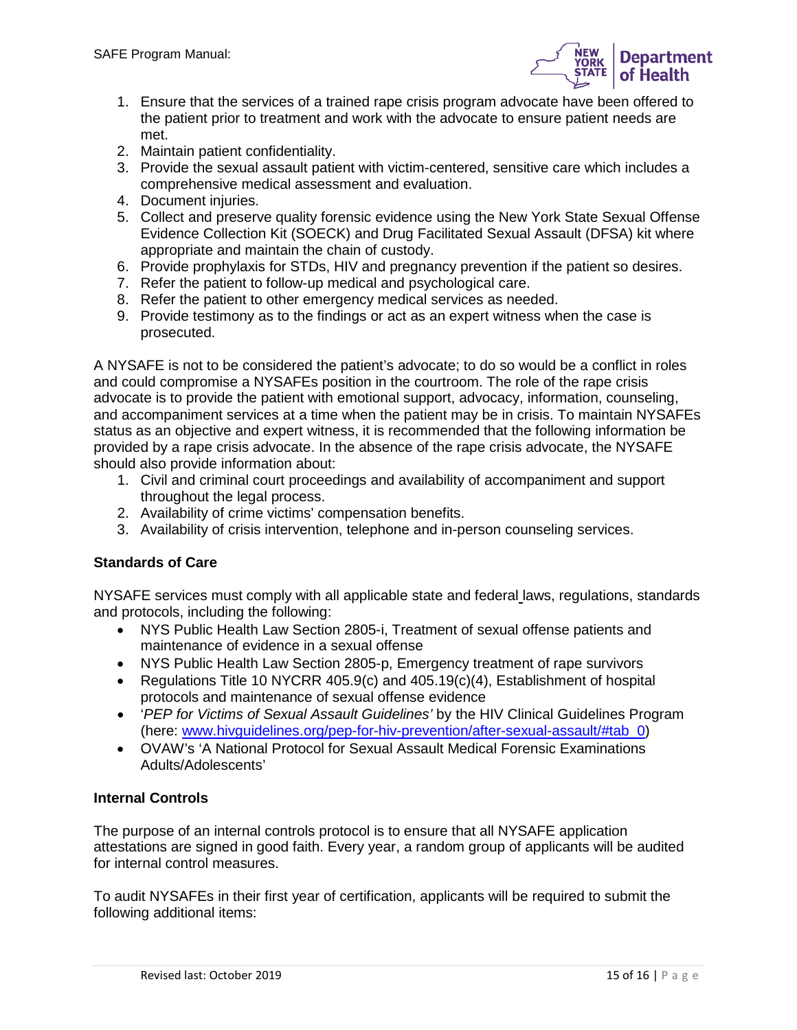1. Ensure that the services of a trained rape crisis program advocate have been offered to the patient prior to treatment and work with the advocate to ensure patient needs are met.
2. Maintain patient confidentiality.
3. Provide the sexual assault patient with victim-centered, sensitive care which includes a comprehensive medical assessment and evaluation.
4. Document injuries.
5. Collect and preserve quality forensic evidence using the New York State Sexual Offense Evidence Collection Kit (SOECK) and Drug Facilitated Sexual Assault (DFSA) kit where appropriate and maintain the chain of custody.
6. Provide prophylaxis for STDs, HIV and pregnancy prevention if the patient so desires.
7. Refer the patient to follow-up medical and psychological care.
8. Refer the patient to other emergency medical services as needed.
9. Provide testimony as to the findings or act as an expert witness when the case is prosecuted.

A NYSAFE is not to be considered the patient's advocate; to do so would be a conflict in roles and could compromise a NYSAFEs position in the courtroom. The role of the rape crisis advocate is to provide the patient with emotional support, advocacy, information, counseling, and accompaniment services at a time when the patient may be in crisis. To maintain NYSAFEs status as an objective and expert witness, it is recommended that the following information be provided by a rape crisis advocate. In the absence of the rape crisis advocate, the NYSAFE should also provide information about:

1. Civil and criminal court proceedings and availability of accompaniment and support throughout the legal process.
2. Availability of crime victims' compensation benefits.
3. Availability of crisis intervention, telephone and in-person counseling services.

**Standards of Care**

NYSAFE services must comply with all applicable state and federal laws, regulations, standards and protocols, including the following:

- NYS Public Health Law Section 2805-i, Treatment of sexual offense patients and maintenance of evidence in a sexual offense
- NYS Public Health Law Section 2805-p, Emergency treatment of rape survivors
- Regulations Title 10 NYCRR 405.9(c) and 405.19(c)(4), Establishment of hospital protocols and maintenance of sexual offense evidence
- '*PEP for Victims of Sexual Assault Guidelines'* by the HIV Clinical Guidelines Program (here: [www.hivguidelines.org/pep-for-hiv-prevention/after-sexual-assault/#tab_0](www.hivguidelines.org/pep-for-hiv-prevention/after-sexual-assault/#tab_0))
- OVAW's 'A National Protocol for Sexual Assault Medical Forensic Examinations Adults/Adolescents'

**Internal Controls**

The purpose of an internal controls protocol is to ensure that all NYSAFE application attestations are signed in good faith. Every year, a random group of applicants will be audited for internal control measures.

To audit NYSAFEs in their first year of certification, applicants will be required to submit the following additional items: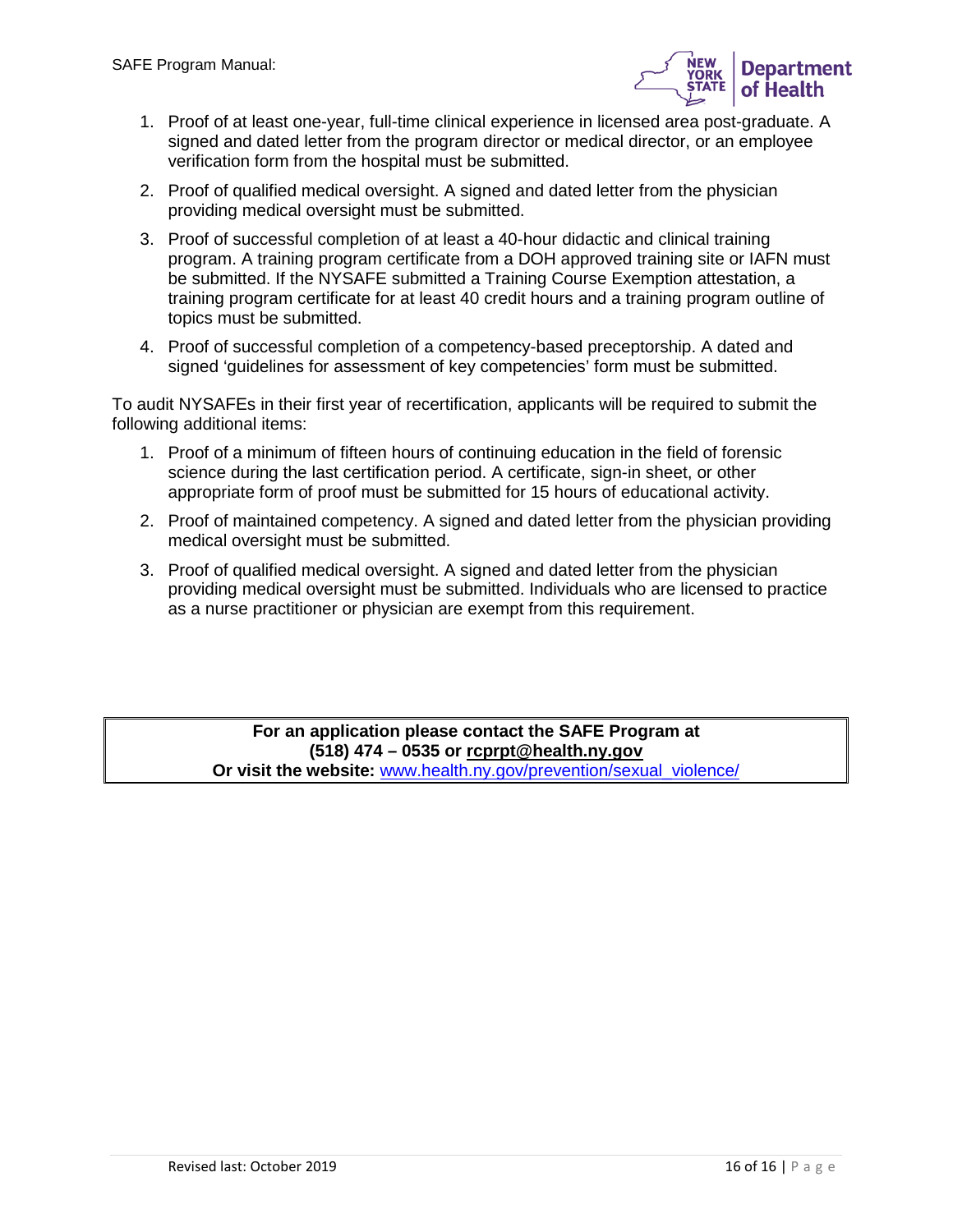1. Proof of at least one-year, full-time clinical experience in licensed area post-graduate. A signed and dated letter from the program director or medical director, or an employee verification form from the hospital must be submitted.
2. Proof of qualified medical oversight. A signed and dated letter from the physician providing medical oversight must be submitted.
3. Proof of successful completion of at least a 40-hour didactic and clinical training program. A training program certificate from a DOH approved training site or IAFN must be submitted. If the NYSAFE submitted a Training Course Exemption attestation, a training program certificate for at least 40 credit hours and a training program outline of topics must be submitted.
4. Proof of successful completion of a competency-based preceptorship. A dated and signed 'guidelines for assessment of key competencies' form must be submitted.

To audit NYSAFEs in their first year of recertification, applicants will be required to submit the following additional items:

1. Proof of a minimum of fifteen hours of continuing education in the field of forensic science during the last certification period. A certificate, sign-in sheet, or other appropriate form of proof must be submitted for 15 hours of educational activity.
2. Proof of maintained competency. A signed and dated letter from the physician providing medical oversight must be submitted.
3. Proof of qualified medical oversight. A signed and dated letter from the physician providing medical oversight must be submitted. Individuals who are licensed to practice as a nurse practitioner or physician are exempt from this requirement.

**For an application please contact the SAFE Program at**
**(518) 474 – 0535 or rcprpt@health.ny.gov**
**Or visit the website:** www.health.ny.gov/prevention/sexual_violence/